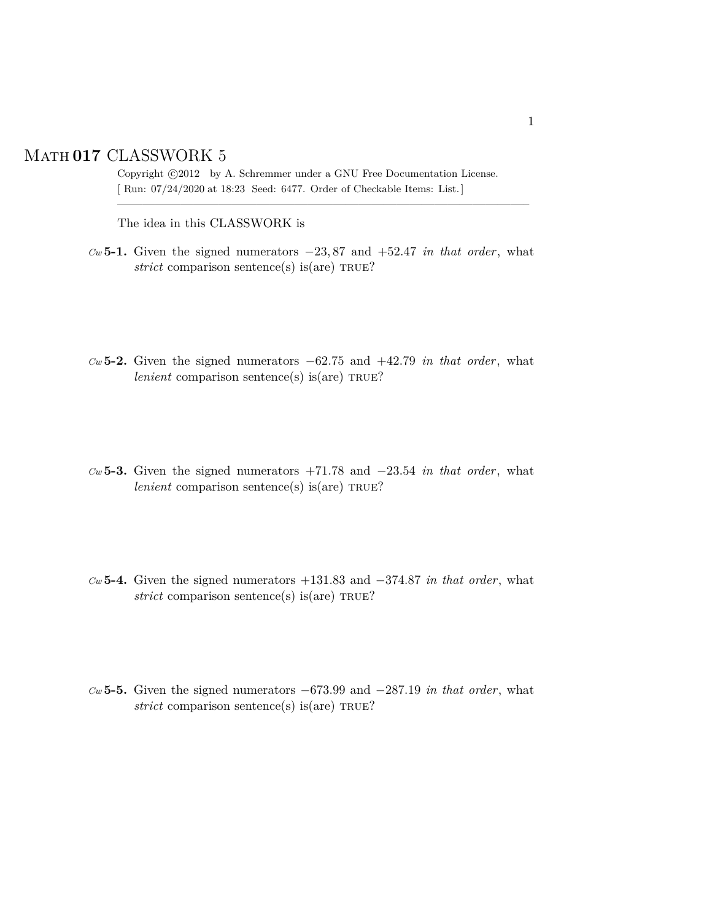# MATH 017 CLASSWORK 5

Copyright ©2012 by A. Schremmer under a GNU Free Documentation License.
[ Run: 07/24/2020 at 18:23 Seed: 6477. Order of Checkable Items: List.]

---

The idea in this CLASSWORK is

*Cw* **5-1.** Given the signed numerators $-23,87$ and $+52.47$ *in that order*, what *strict* comparison sentence(s) is(are) TRUE?

*Cw* **5-2.** Given the signed numerators $-62.75$ and $+42.79$ *in that order*, what *lenient* comparison sentence(s) is(are) TRUE?

*Cw* **5-3.** Given the signed numerators $+71.78$ and $-23.54$ *in that order*, what *lenient* comparison sentence(s) is(are) TRUE?

*Cw* **5-4.** Given the signed numerators $+131.83$ and $-374.87$ *in that order*, what *strict* comparison sentence(s) is(are) TRUE?

*Cw* **5-5.** Given the signed numerators $-673.99$ and $-287.19$ *in that order*, what *strict* comparison sentence(s) is(are) TRUE?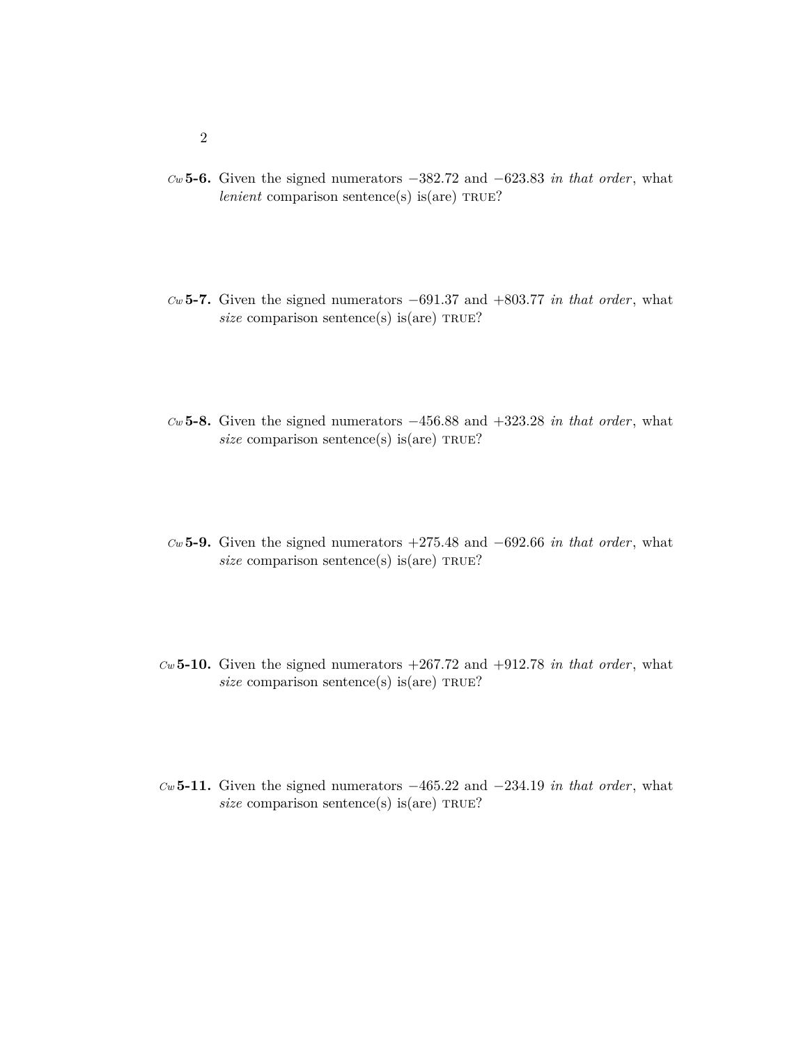*Cw* **5-6.** Given the signed numerators $-382.72$ and $-623.83$ *in that order*, what *lenient* comparison sentence(s) is(are) TRUE?

*Cw* **5-7.** Given the signed numerators $-691.37$ and $+803.77$ *in that order*, what *size* comparison sentence(s) is(are) TRUE?

*Cw* **5-8.** Given the signed numerators $-456.88$ and $+323.28$ *in that order*, what *size* comparison sentence(s) is(are) TRUE?

*Cw* **5-9.** Given the signed numerators $+275.48$ and $-692.66$ *in that order*, what *size* comparison sentence(s) is(are) TRUE?

*Cw* **5-10.** Given the signed numerators $+267.72$ and $+912.78$ *in that order*, what *size* comparison sentence(s) is(are) TRUE?

*Cw* **5-11.** Given the signed numerators $-465.22$ and $-234.19$ *in that order*, what *size* comparison sentence(s) is(are) TRUE?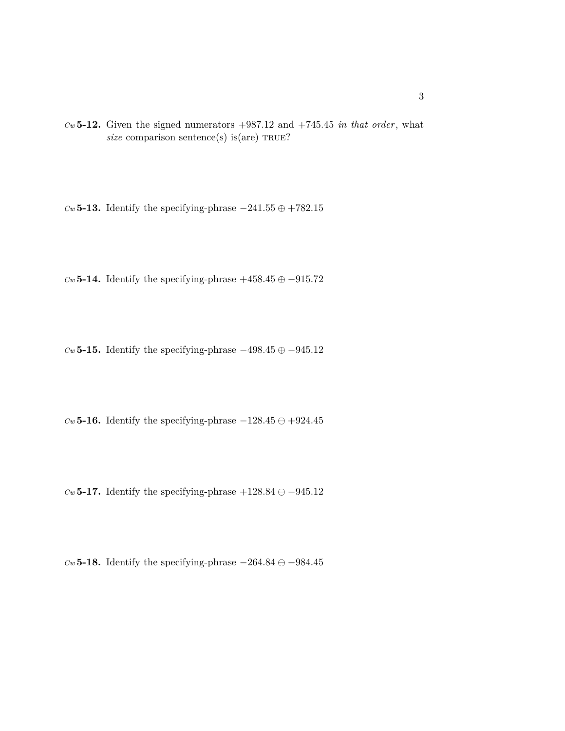*Cw* **5-12.** Given the signed numerators $+987.12$ and $+745.45$ *in that order*, what *size* comparison sentence(s) is(are) TRUE?

*Cw* **5-13.** Identify the specifying-phrase $-241.55 \oplus +782.15$

*Cw* **5-14.** Identify the specifying-phrase $+458.45 \oplus -915.72$

*Cw* **5-15.** Identify the specifying-phrase $-498.45 \oplus -945.12$

*Cw* **5-16.** Identify the specifying-phrase $-128.45 \ominus +924.45$

*Cw* **5-17.** Identify the specifying-phrase $+128.84 \ominus -945.12$

*Cw* **5-18.** Identify the specifying-phrase $-264.84 \ominus -984.45$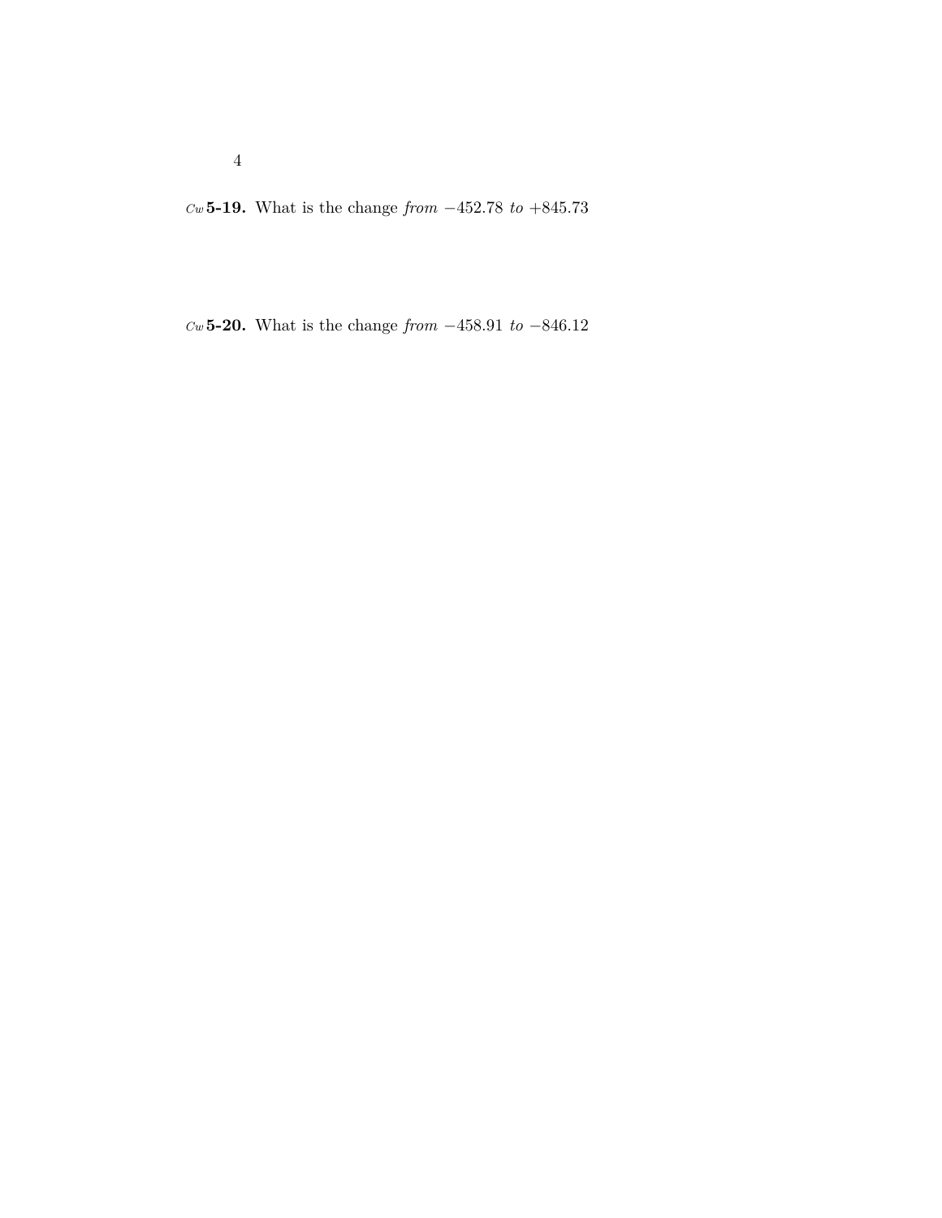*Cw* **5-19.** What is the change *from* $-452.78$ *to* $+845.73$

*Cw* **5-20.** What is the change *from* $-458.91$ *to* $-846.12$